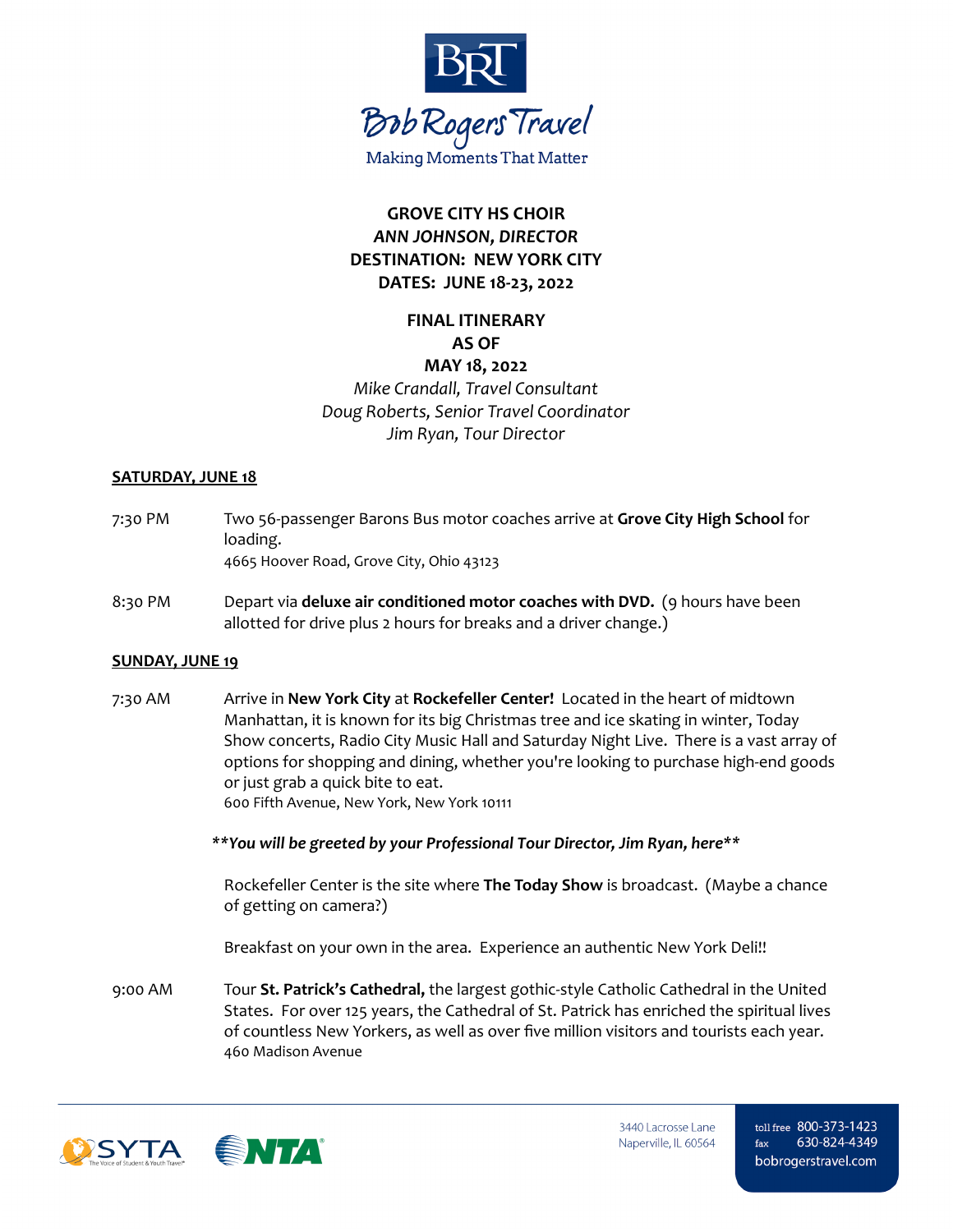BRT

Bob Rogers Travel

Making Moments That Matter

**GROVE CITY HS CHOIR**
***ANN JOHNSON, DIRECTOR***
**DESTINATION: NEW YORK CITY**
**DATES: JUNE 18-23, 2022**

**FINAL ITINERARY**
**AS OF**
**MAY 18, 2022**

*Mike Crandall, Travel Consultant*
*Doug Roberts, Senior Travel Coordinator*
*Jim Ryan, Tour Director*

**SATURDAY, JUNE 18**

7:30 PM — Two 56-passenger Barons Bus motor coaches arrive at **Grove City High School** for loading.
4665 Hoover Road, Grove City, Ohio 43123

8:30 PM — Depart via **deluxe air conditioned motor coaches with DVD.** (9 hours have been allotted for drive plus 2 hours for breaks and a driver change.)

**SUNDAY, JUNE 19**

7:30 AM — Arrive in **New York City** at **Rockefeller Center!** Located in the heart of midtown Manhattan, it is known for its big Christmas tree and ice skating in winter, Today Show concerts, Radio City Music Hall and Saturday Night Live. There is a vast array of options for shopping and dining, whether you're looking to purchase high-end goods or just grab a quick bite to eat.
600 Fifth Avenue, New York, New York 10111

***\*\*You will be greeted by your Professional Tour Director, Jim Ryan, here\*\****

Rockefeller Center is the site where **The Today Show** is broadcast. (Maybe a chance of getting on camera?)

Breakfast on your own in the area. Experience an authentic New York Deli!!

9:00 AM — Tour **St. Patrick's Cathedral,** the largest gothic-style Catholic Cathedral in the United States. For over 125 years, the Cathedral of St. Patrick has enriched the spiritual lives of countless New Yorkers, as well as over five million visitors and tourists each year.
460 Madison Avenue

SYTA The Voice of Student & Youth Travel | NTA

3440 Lacrosse Lane
Naperville, IL 60564

toll free 800-373-1423
fax 630-824-4349
bobrogerstravel.com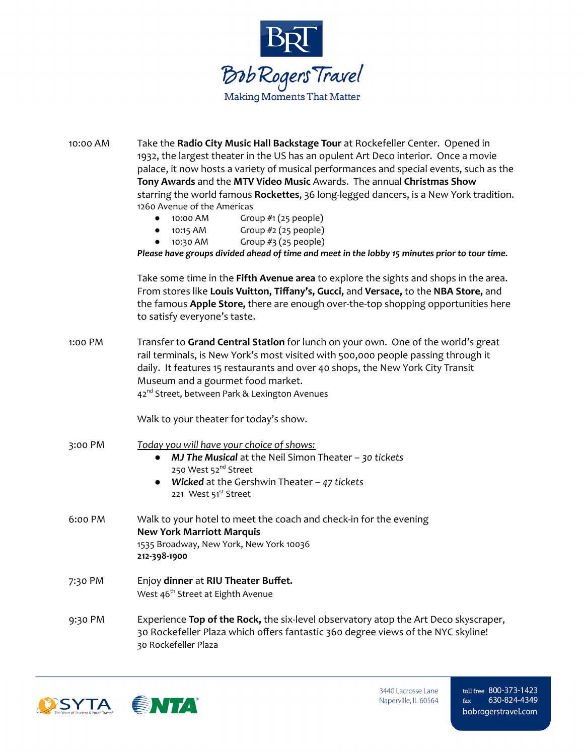10:00 AM Take the **Radio City Music Hall Backstage Tour** at Rockefeller Center. Opened in 1932, the largest theater in the US has an opulent Art Deco interior. Once a movie palace, it now hosts a variety of musical performances and special events, such as the **Tony Awards** and the **MTV Video Music** Awards. The annual **Christmas Show** starring the world famous **Rockettes**, 36 long-legged dancers, is a New York tradition.
1260 Avenue of the Americas

- 10:00 AM Group #1 (25 people)
- 10:15 AM Group #2 (25 people)
- 10:30 AM Group #3 (25 people)

***Please have groups divided ahead of time and meet in the lobby 15 minutes prior to tour time.***

Take some time in the **Fifth Avenue area** to explore the sights and shops in the area. From stores like **Louis Vuitton, Tiffany's, Gucci,** and **Versace,** to the **NBA Store,** and the famous **Apple Store,** there are enough over-the-top shopping opportunities here to satisfy everyone's taste.

1:00 PM Transfer to **Grand Central Station** for lunch on your own. One of the world's great rail terminals, is New York's most visited with 500,000 people passing through it daily. It features 15 restaurants and over 40 shops, the New York City Transit Museum and a gourmet food market.
42nd Street, between Park & Lexington Avenues

Walk to your theater for today's show.

3:00 PM *Today you will have your choice of shows:*

- ***MJ The Musical*** at the Neil Simon Theater – *30 tickets*
  250 West 52nd Street
- ***Wicked*** at the Gershwin Theater – *47 tickets*
  221 West 51st Street

6:00 PM Walk to your hotel to meet the coach and check-in for the evening
**New York Marriott Marquis**
1535 Broadway, New York, New York 10036
**212-398-1900**

7:30 PM Enjoy **dinner** at **RIU Theater Buffet.**
West 46th Street at Eighth Avenue

9:30 PM Experience **Top of the Rock,** the six-level observatory atop the Art Deco skyscraper, 30 Rockefeller Plaza which offers fantastic 360 degree views of the NYC skyline!
30 Rockefeller Plaza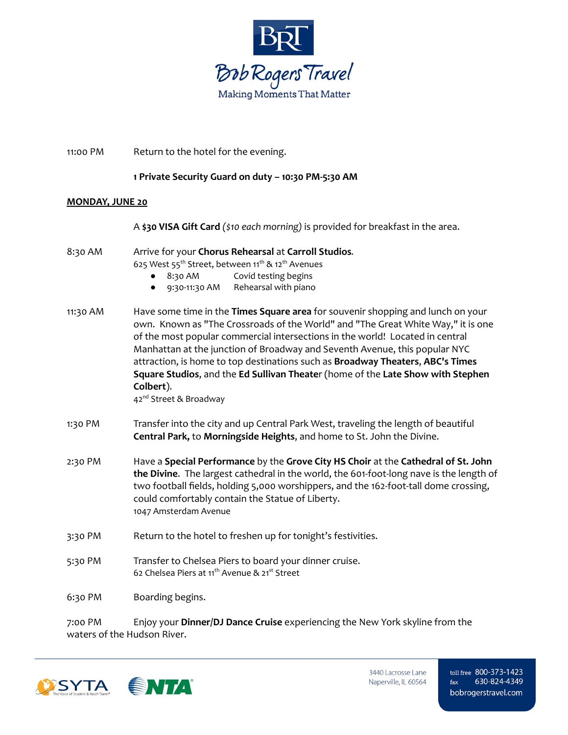11:00 PM Return to the hotel for the evening.

**1 Private Security Guard on duty – 10:30 PM-5:30 AM**

**MONDAY, JUNE 20**

A **$30 VISA Gift Card** *($10 each morning)* is provided for breakfast in the area.

8:30 AM Arrive for your **Chorus Rehearsal** at **Carroll Studios**.
625 West 55th Street, between 11th & 12th Avenues

- 8:30 AM Covid testing begins
- 9:30-11:30 AM Rehearsal with piano

11:30 AM Have some time in the **Times Square area** for souvenir shopping and lunch on your own. Known as "The Crossroads of the World" and "The Great White Way," it is one of the most popular commercial intersections in the world! Located in central Manhattan at the junction of Broadway and Seventh Avenue, this popular NYC attraction, is home to top destinations such as **Broadway Theaters**, **ABC's Times Square Studios**, and the **Ed Sullivan Theate**r (home of the **Late Show with Stephen Colbert**).
42nd Street & Broadway

1:30 PM Transfer into the city and up Central Park West, traveling the length of beautiful **Central Park,** to **Morningside Heights**, and home to St. John the Divine.

2:30 PM Have a **Special Performance** by the **Grove City HS Choir** at the **Cathedral of St. John the Divine.** The largest cathedral in the world, the 601-foot-long nave is the length of two football fields, holding 5,000 worshippers, and the 162-foot-tall dome crossing, could comfortably contain the Statue of Liberty.
1047 Amsterdam Avenue

3:30 PM Return to the hotel to freshen up for tonight's festivities.

5:30 PM Transfer to Chelsea Piers to board your dinner cruise.
62 Chelsea Piers at 11th Avenue & 21st Street

6:30 PM Boarding begins.

7:00 PM Enjoy your **Dinner/DJ Dance Cruise** experiencing the New York skyline from the waters of the Hudson River.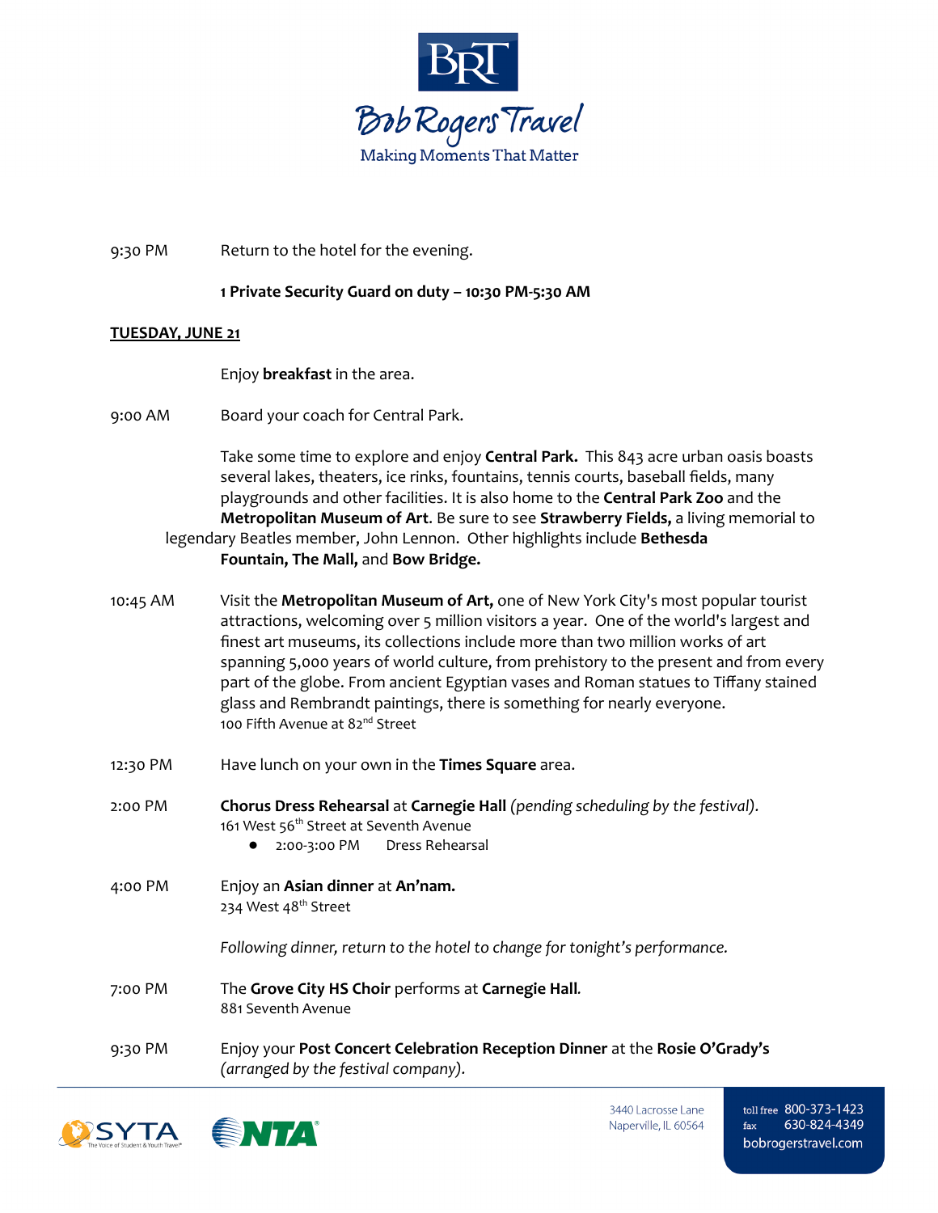9:30 PM Return to the hotel for the evening.

**1 Private Security Guard on duty – 10:30 PM-5:30 AM**

**TUESDAY, JUNE 21**

Enjoy **breakfast** in the area.

9:00 AM Board your coach for Central Park.

Take some time to explore and enjoy **Central Park.** This 843 acre urban oasis boasts several lakes, theaters, ice rinks, fountains, tennis courts, baseball fields, many playgrounds and other facilities. It is also home to the **Central Park Zoo** and the **Metropolitan Museum of Art**. Be sure to see **Strawberry Fields,** a living memorial to legendary Beatles member, John Lennon. Other highlights include **Bethesda Fountain, The Mall,** and **Bow Bridge.**

10:45 AM Visit the **Metropolitan Museum of Art,** one of New York City's most popular tourist attractions, welcoming over 5 million visitors a year. One of the world's largest and finest art museums, its collections include more than two million works of art spanning 5,000 years of world culture, from prehistory to the present and from every part of the globe. From ancient Egyptian vases and Roman statues to Tiffany stained glass and Rembrandt paintings, there is something for nearly everyone.
100 Fifth Avenue at 82nd Street

12:30 PM Have lunch on your own in the **Times Square** area.

2:00 PM **Chorus Dress Rehearsal** at **Carnegie Hall** *(pending scheduling by the festival).*
161 West 56th Street at Seventh Avenue

- 2:00-3:00 PM Dress Rehearsal

4:00 PM Enjoy an **Asian dinner** at **An'nam.**
234 West 48th Street

*Following dinner, return to the hotel to change for tonight's performance.*

7:00 PM The **Grove City HS Choir** performs at **Carnegie Hall**.
881 Seventh Avenue

9:30 PM Enjoy your **Post Concert Celebration Reception Dinner** at the **Rosie O'Grady's** *(arranged by the festival company).*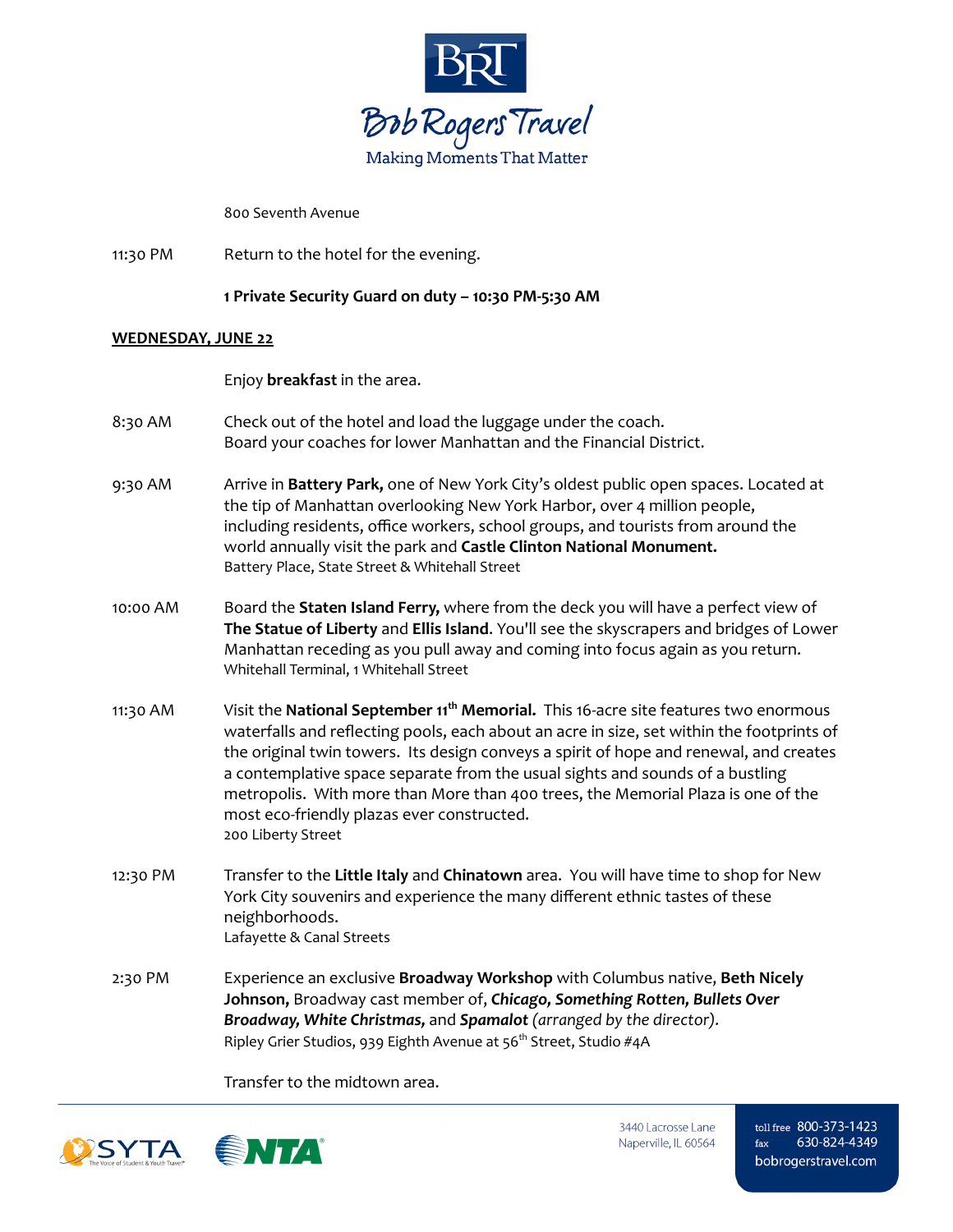800 Seventh Avenue

11:30 PM Return to the hotel for the evening.

**1 Private Security Guard on duty – 10:30 PM-5:30 AM**

## WEDNESDAY, JUNE 22

Enjoy **breakfast** in the area.

8:30 AM Check out of the hotel and load the luggage under the coach. Board your coaches for lower Manhattan and the Financial District.

9:30 AM Arrive in **Battery Park,** one of New York City's oldest public open spaces. Located at the tip of Manhattan overlooking New York Harbor, over 4 million people, including residents, office workers, school groups, and tourists from around the world annually visit the park and **Castle Clinton National Monument.**
Battery Place, State Street & Whitehall Street

10:00 AM Board the **Staten Island Ferry,** where from the deck you will have a perfect view of **The Statue of Liberty** and **Ellis Island**. You'll see the skyscrapers and bridges of Lower Manhattan receding as you pull away and coming into focus again as you return.
Whitehall Terminal, 1 Whitehall Street

11:30 AM Visit the **National September 11th Memorial.** This 16-acre site features two enormous waterfalls and reflecting pools, each about an acre in size, set within the footprints of the original twin towers. Its design conveys a spirit of hope and renewal, and creates a contemplative space separate from the usual sights and sounds of a bustling metropolis. With more than More than 400 trees, the Memorial Plaza is one of the most eco-friendly plazas ever constructed.
200 Liberty Street

12:30 PM Transfer to the **Little Italy** and **Chinatown** area. You will have time to shop for New York City souvenirs and experience the many different ethnic tastes of these neighborhoods.
Lafayette & Canal Streets

2:30 PM Experience an exclusive **Broadway Workshop** with Columbus native, **Beth Nicely Johnson,** Broadway cast member of, ***Chicago, Something Rotten, Bullets Over Broadway, White Christmas,*** and ***Spamalot*** *(arranged by the director).*
Ripley Grier Studios, 939 Eighth Avenue at 56th Street, Studio #4A

Transfer to the midtown area.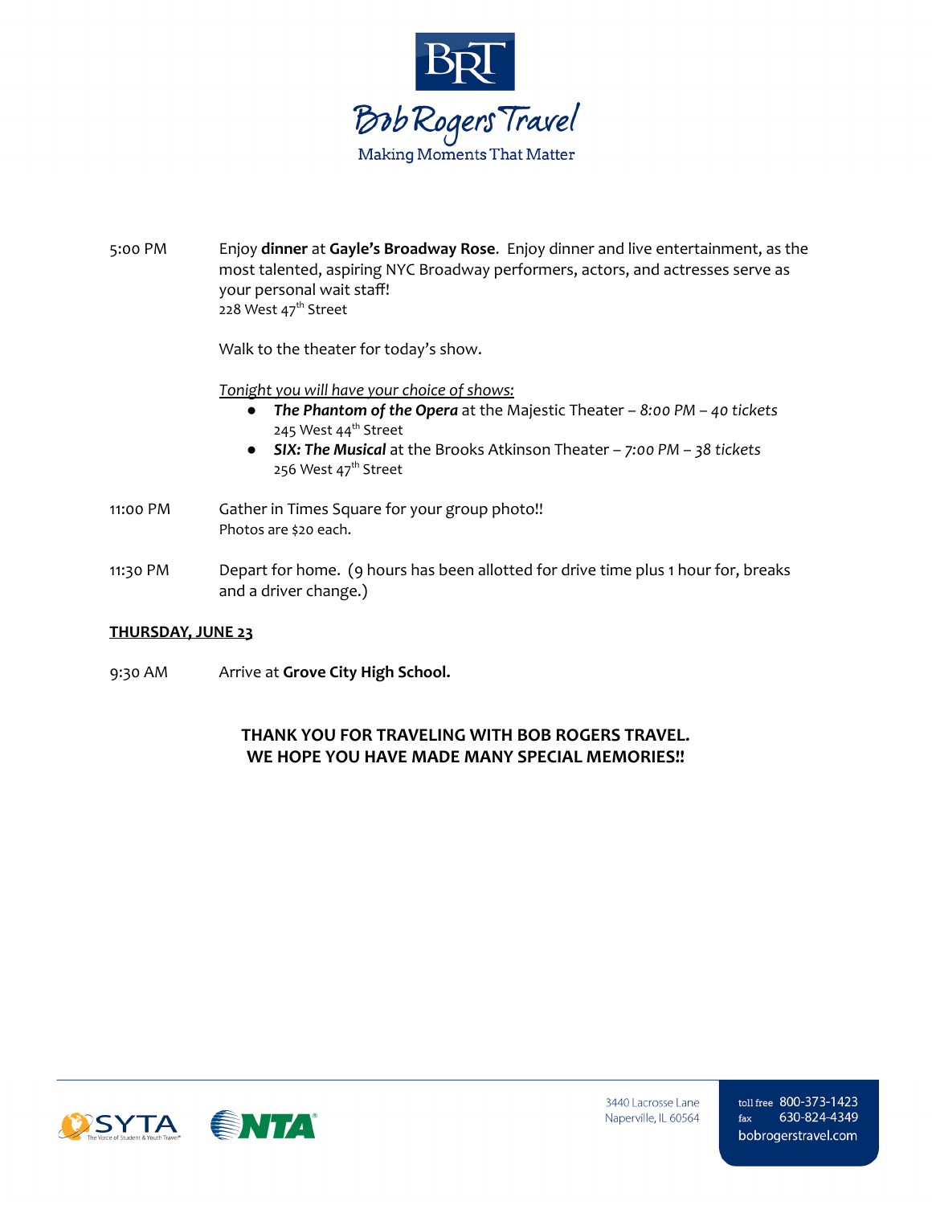5:00 PM Enjoy **dinner** at **Gayle's Broadway Rose**. Enjoy dinner and live entertainment, as the most talented, aspiring NYC Broadway performers, actors, and actresses serve as your personal wait staff!
228 West 47th Street

Walk to the theater for today's show.

*Tonight you will have your choice of shows:*

- ***The Phantom of the Opera*** at the Majestic Theater – *8:00 PM – 40 tickets*
  245 West 44th Street
- ***SIX: The Musical*** at the Brooks Atkinson Theater – *7:00 PM – 38 tickets*
  256 West 47th Street

11:00 PM Gather in Times Square for your group photo!!
Photos are $20 each.

11:30 PM Depart for home. (9 hours has been allotted for drive time plus 1 hour for, breaks and a driver change.)

**THURSDAY, JUNE 23**

9:30 AM Arrive at **Grove City High School.**

**THANK YOU FOR TRAVELING WITH BOB ROGERS TRAVEL.**
**WE HOPE YOU HAVE MADE MANY SPECIAL MEMORIES!!**